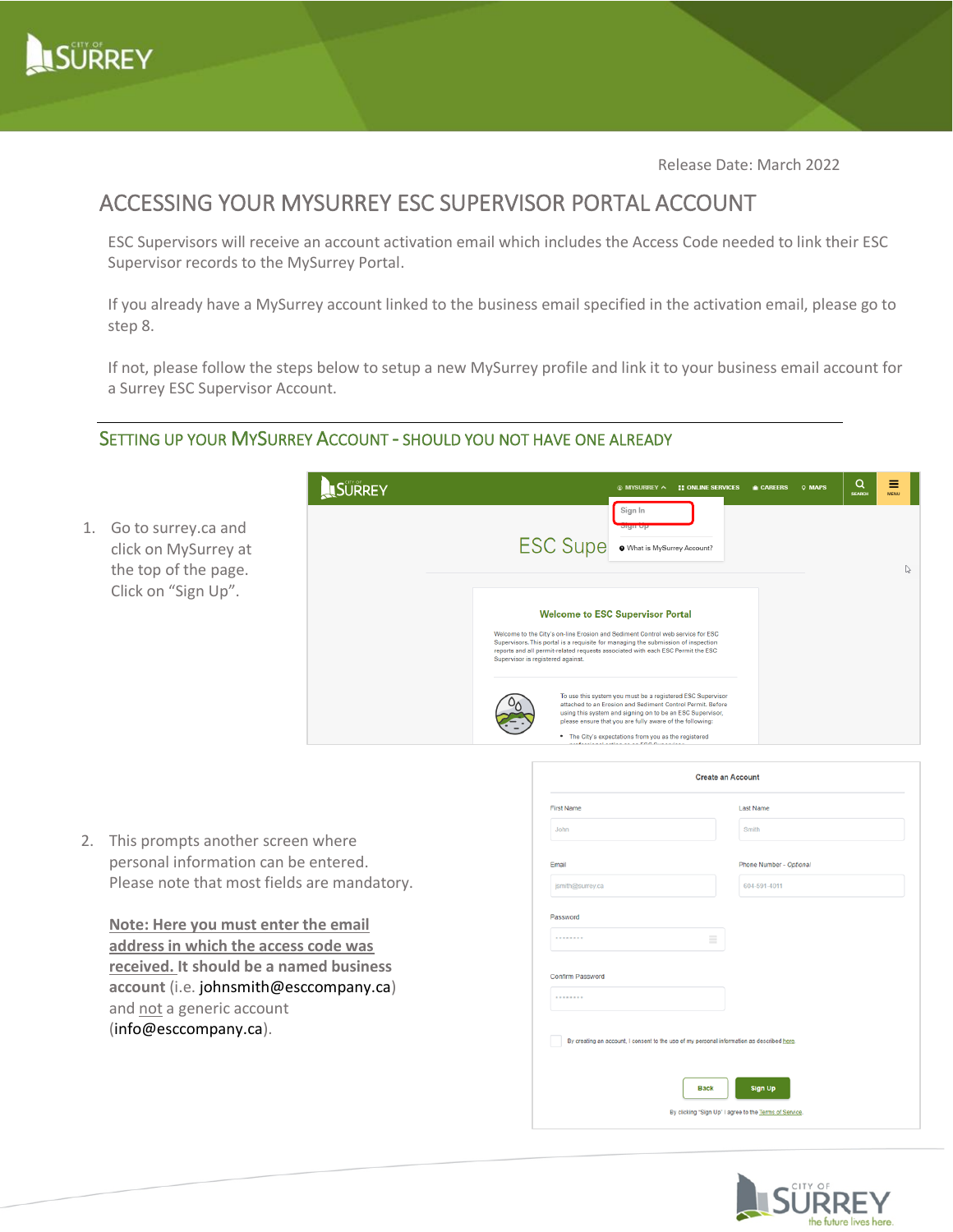Release Date: March 2022

# ACCESSING YOUR MYSURREY ESC SUPERVISOR PORTAL ACCOUNT

ESC Supervisors will receive an account activation email which includes the Access Code needed to link their ESC Supervisor records to the MySurrey Portal.

If you already have a MySurrey account linked to the business email specified in the activation email, please go to step 8.

If not, please follow the steps below to setup a new MySurrey profile and link it to your business email account for a Surrey ESC Supervisor Account.

## SETTING UP YOUR MYSURREY ACCOUNT - SHOULD YOU NOT HAVE ONE ALREADY

1. Go to surrey.ca and click on MySurrey at the top of the page. Click on "Sign Up".

2. This prompts another screen where personal information can be entered. Please note that most fields are mandatory.

   **Note: Here you must enter the email address in which the access code was received. It should be a named business account** (i.e. johnsmith@esccompany.ca) and not a generic account (info@esccompany.ca).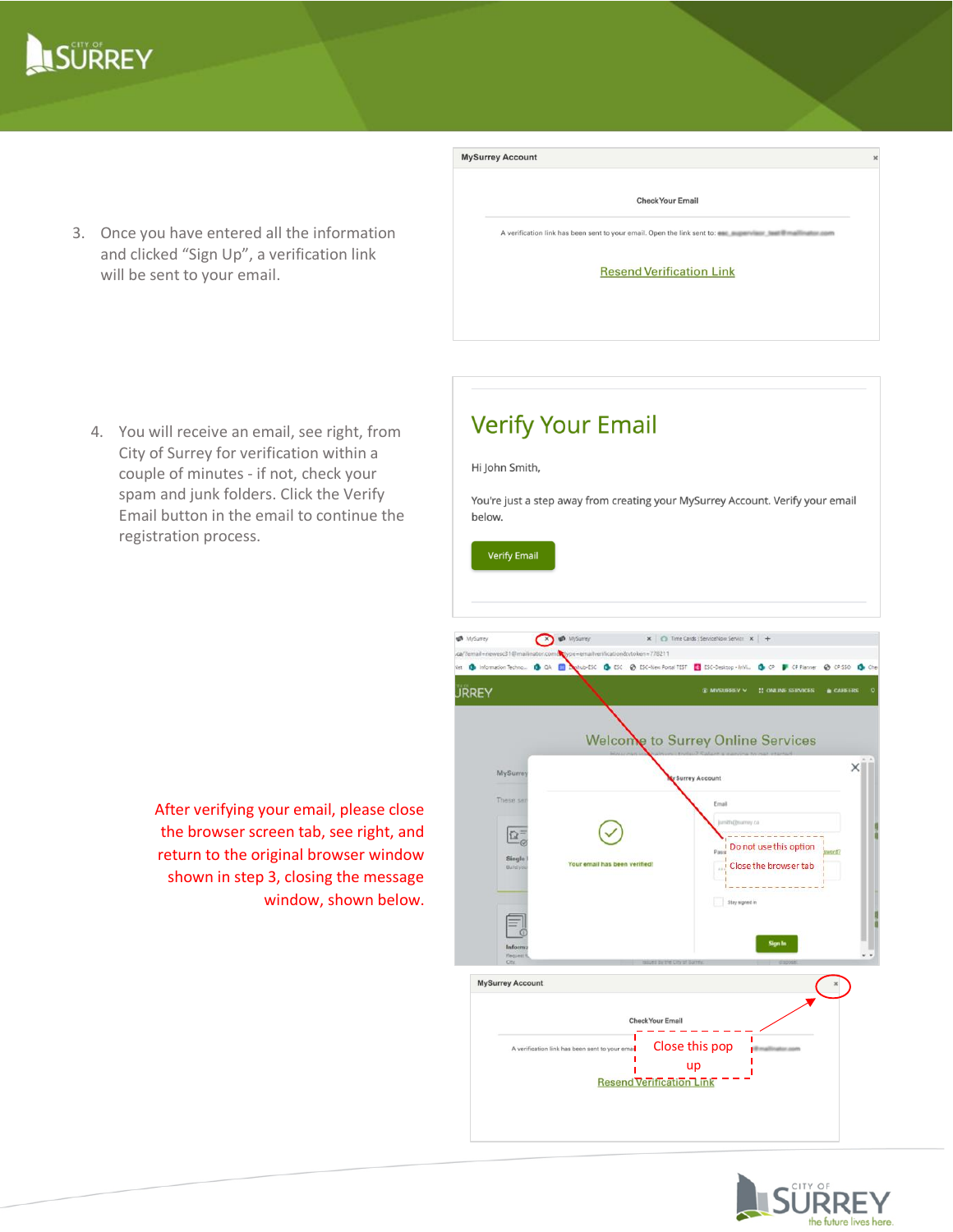3. Once you have entered all the information and clicked "Sign Up", a verification link will be sent to your email.

MySurrey Account

Check Your Email

A verification link has been sent to your email. Open the link sent to:

Resend Verification Link

4. You will receive an email, see right, from City of Surrey for verification within a couple of minutes - if not, check your spam and junk folders. Click the Verify Email button in the email to continue the registration process.

# Verify Your Email

Hi John Smith,

You're just a step away from creating your MySurrey Account. Verify your email below.

Verify Email

After verifying your email, please close the browser screen tab, see right, and return to the original browser window shown in step 3, closing the message window, shown below.

Welcome to Surrey Online Services

Your email has been verified!

Do not use this option

Close the browser tab

MySurrey Account

Check Your Email

A verification link has been sent to your email

Close this pop up

Resend Verification Link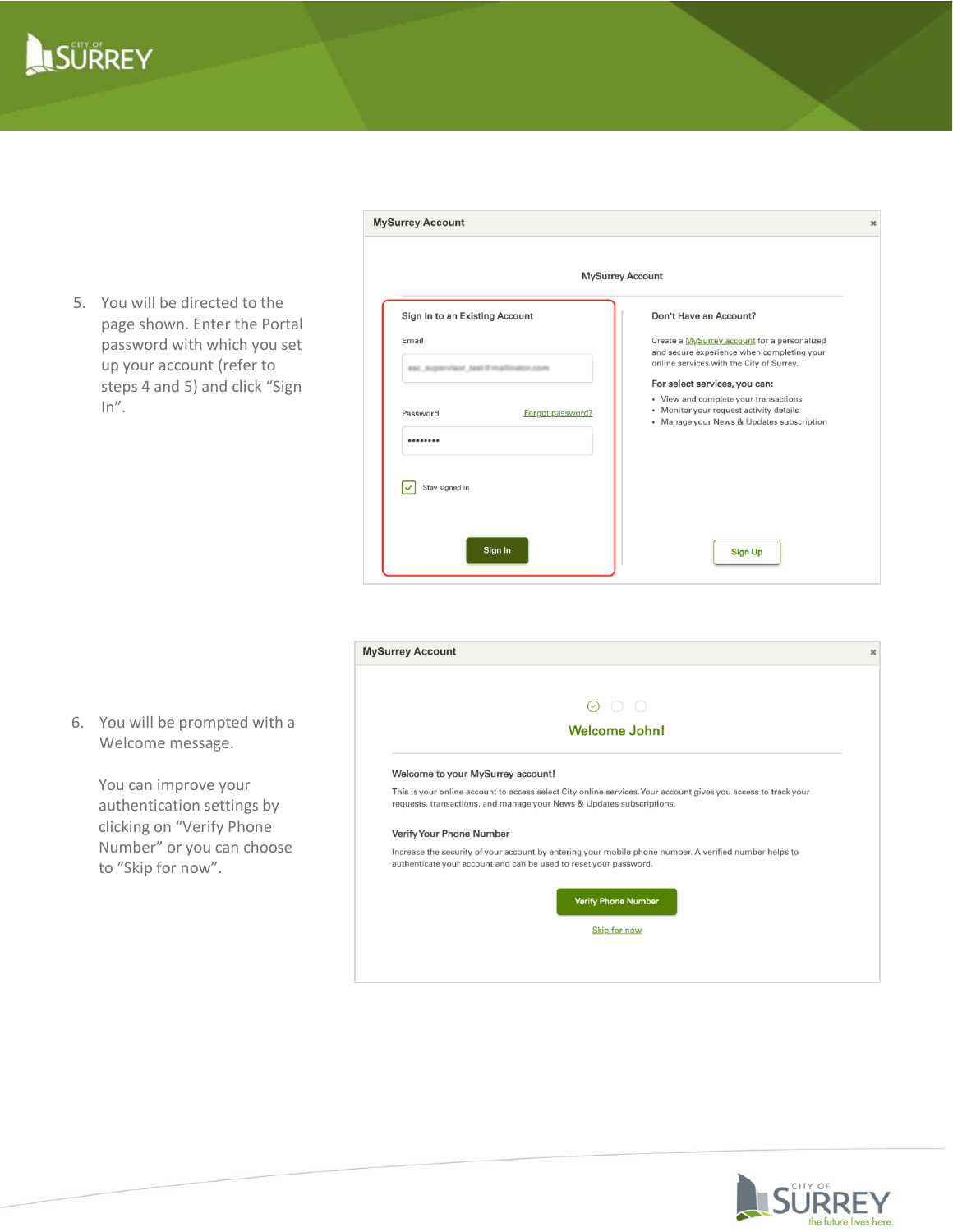5. You will be directed to the page shown. Enter the Portal password with which you set up your account (refer to steps 4 and 5) and click "Sign In".

MySurrey Account

MySurrey Account

Sign In to an Existing Account

Email

Password

Forgot password?

Stay signed in

Sign In

Don't Have an Account?

Create a MySurrey account for a personalized and secure experience when completing your online services with the City of Surrey.

For select services, you can:

- View and complete your transactions
- Monitor your request activity details
- Manage your News & Updates subscription

Sign Up

6. You will be prompted with a Welcome message.

   You can improve your authentication settings by clicking on "Verify Phone Number" or you can choose to "Skip for now".

MySurrey Account

Welcome John!

Welcome to your MySurrey account!

This is your online account to access select City online services. Your account gives you access to track your requests, transactions, and manage your News & Updates subscriptions.

Verify Your Phone Number

Increase the security of your account by entering your mobile phone number. A verified number helps to authenticate your account and can be used to reset your password.

Verify Phone Number

Skip for now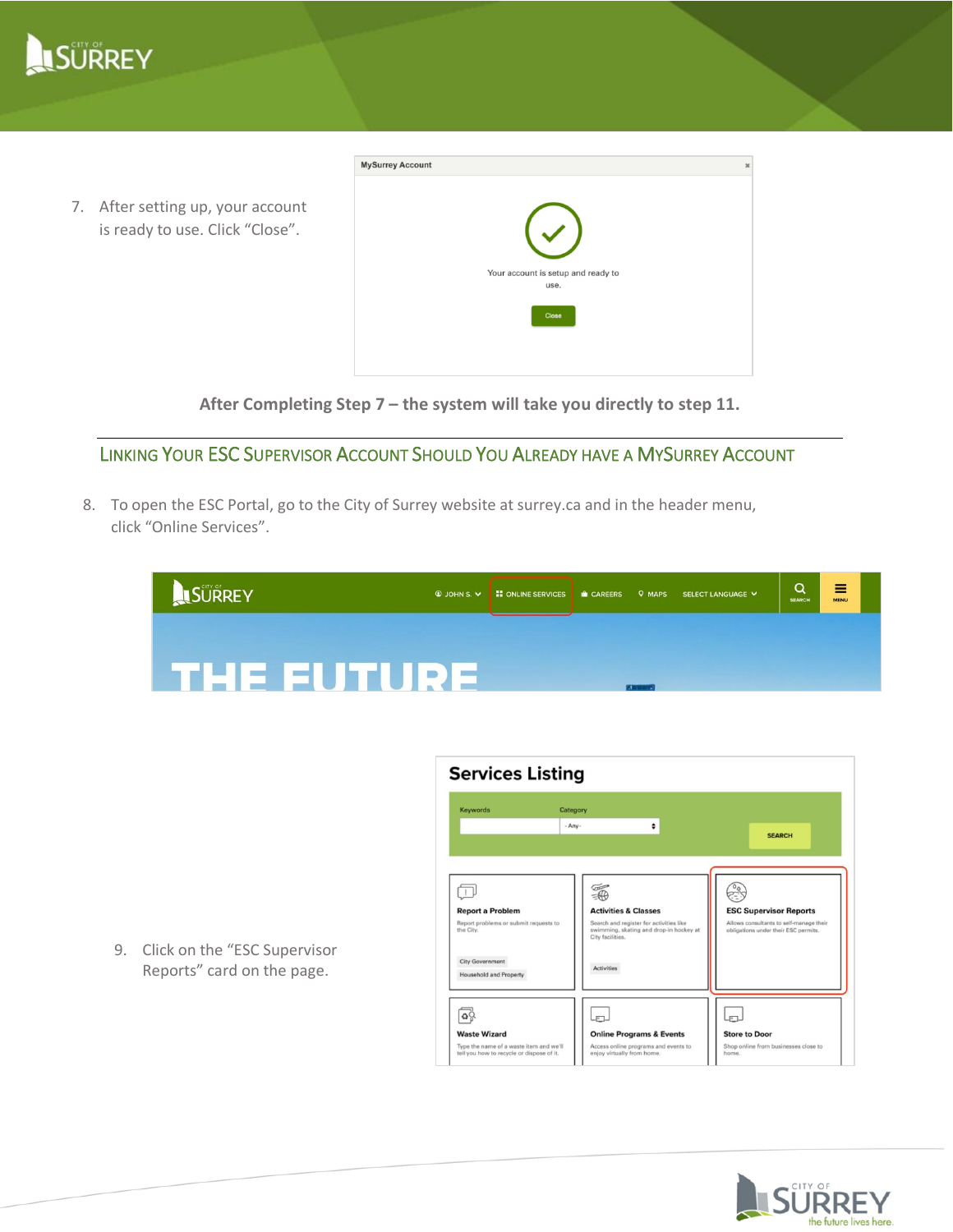7. After setting up, your account is ready to use. Click "Close".

**After Completing Step 7 – the system will take you directly to step 11.**

## Linking Your ESC Supervisor Account Should You Already have a MySurrey Account

8. To open the ESC Portal, go to the City of Surrey website at surrey.ca and in the header menu, click "Online Services".

9. Click on the "ESC Supervisor Reports" card on the page.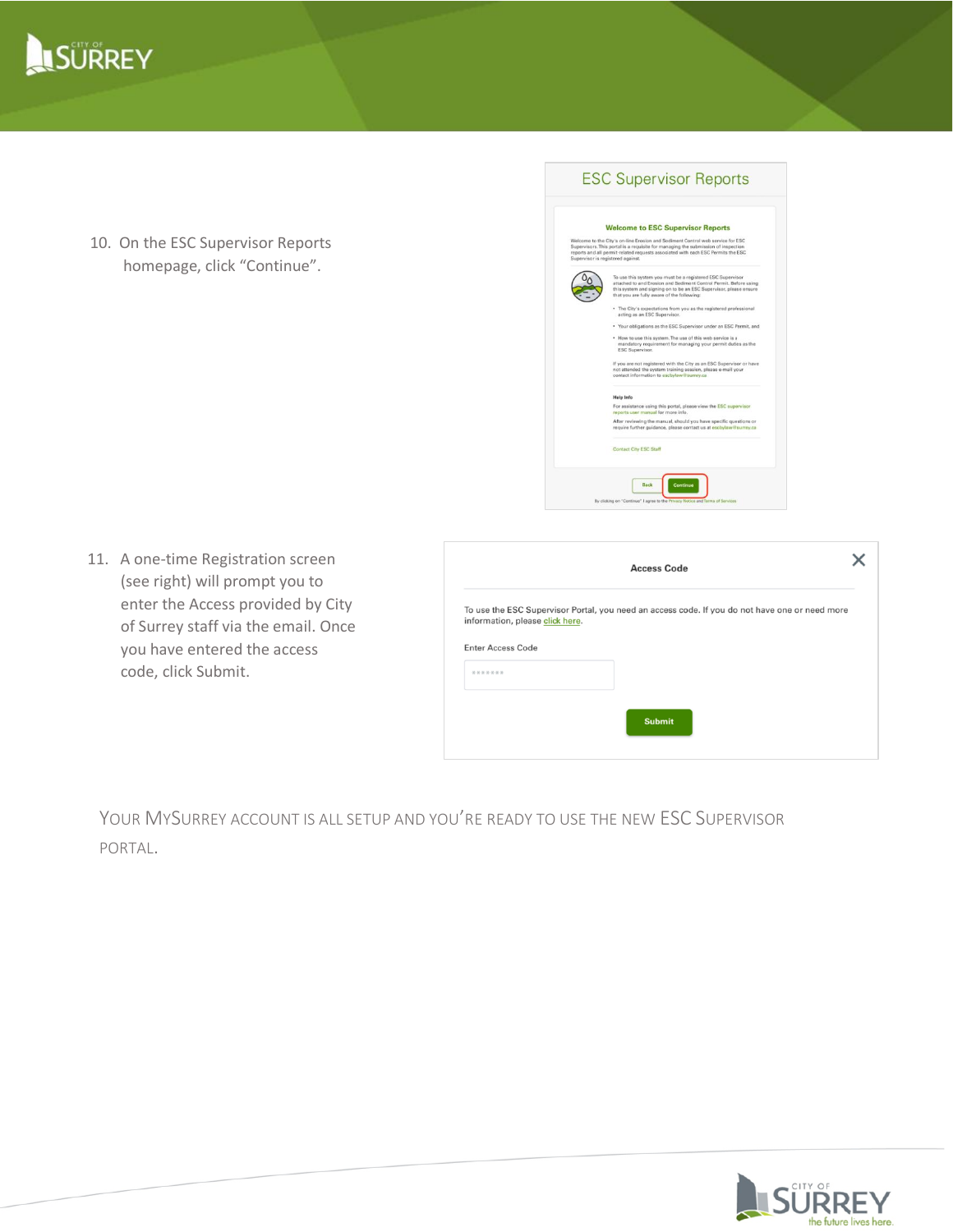10. On the ESC Supervisor Reports homepage, click “Continue”.

11. A one-time Registration screen (see right) will prompt you to enter the Access provided by City of Surrey staff via the email. Once you have entered the access code, click Submit.

YOUR MYSURREY ACCOUNT IS ALL SETUP AND YOU’RE READY TO USE THE NEW ESC SUPERVISOR PORTAL.